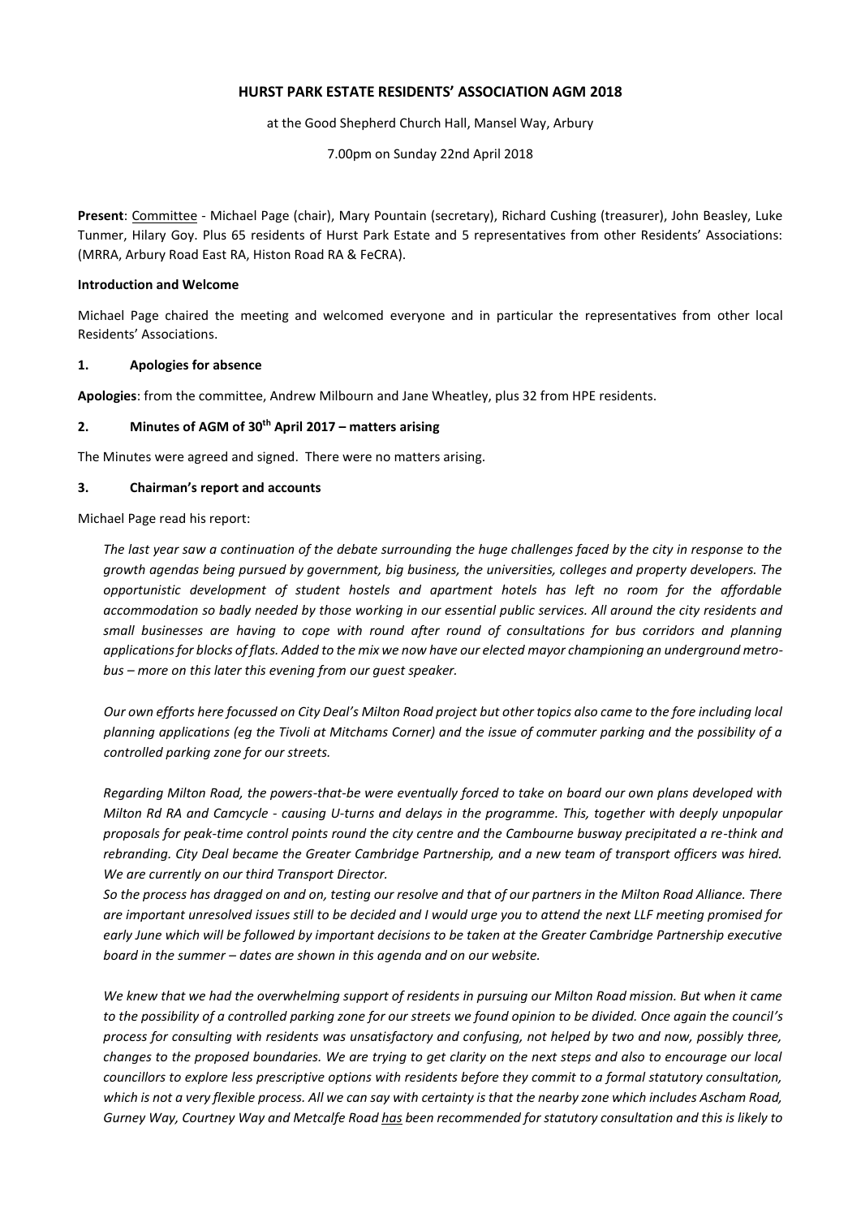# HURST PARK ESTATE RESIDENTS' ASSOCIATION AGM 2018

at the Good Shepherd Church Hall, Mansel Way, Arbury

7.00pm on Sunday 22nd April 2018

**Present**: Committee - Michael Page (chair), Mary Pountain (secretary), Richard Cushing (treasurer), John Beasley, Luke Tunmer, Hilary Goy. Plus 65 residents of Hurst Park Estate and 5 representatives from other Residents' Associations: (MRRA, Arbury Road East RA, Histon Road RA & FeCRA).

**Introduction and Welcome**

Michael Page chaired the meeting and welcomed everyone and in particular the representatives from other local Residents' Associations.

**1. Apologies for absence**

**Apologies**: from the committee, Andrew Milbourn and Jane Wheatley, plus 32 from HPE residents.

**2. Minutes of AGM of 30th April 2017 – matters arising**

The Minutes were agreed and signed. There were no matters arising.

**3. Chairman's report and accounts**

Michael Page read his report:

*The last year saw a continuation of the debate surrounding the huge challenges faced by the city in response to the growth agendas being pursued by government, big business, the universities, colleges and property developers. The opportunistic development of student hostels and apartment hotels has left no room for the affordable accommodation so badly needed by those working in our essential public services. All around the city residents and small businesses are having to cope with round after round of consultations for bus corridors and planning applications for blocks of flats. Added to the mix we now have our elected mayor championing an underground metro-bus – more on this later this evening from our guest speaker.*

*Our own efforts here focussed on City Deal's Milton Road project but other topics also came to the fore including local planning applications (eg the Tivoli at Mitchams Corner) and the issue of commuter parking and the possibility of a controlled parking zone for our streets.*

*Regarding Milton Road, the powers-that-be were eventually forced to take on board our own plans developed with Milton Rd RA and Camcycle - causing U-turns and delays in the programme. This, together with deeply unpopular proposals for peak-time control points round the city centre and the Cambourne busway precipitated a re-think and rebranding. City Deal became the Greater Cambridge Partnership, and a new team of transport officers was hired. We are currently on our third Transport Director.*

*So the process has dragged on and on, testing our resolve and that of our partners in the Milton Road Alliance. There are important unresolved issues still to be decided and I would urge you to attend the next LLF meeting promised for early June which will be followed by important decisions to be taken at the Greater Cambridge Partnership executive board in the summer – dates are shown in this agenda and on our website.*

*We knew that we had the overwhelming support of residents in pursuing our Milton Road mission. But when it came to the possibility of a controlled parking zone for our streets we found opinion to be divided. Once again the council's process for consulting with residents was unsatisfactory and confusing, not helped by two and now, possibly three, changes to the proposed boundaries. We are trying to get clarity on the next steps and also to encourage our local councillors to explore less prescriptive options with residents before they commit to a formal statutory consultation, which is not a very flexible process. All we can say with certainty is that the nearby zone which includes Ascham Road, Gurney Way, Courtney Way and Metcalfe Road <u>has</u> been recommended for statutory consultation and this is likely to*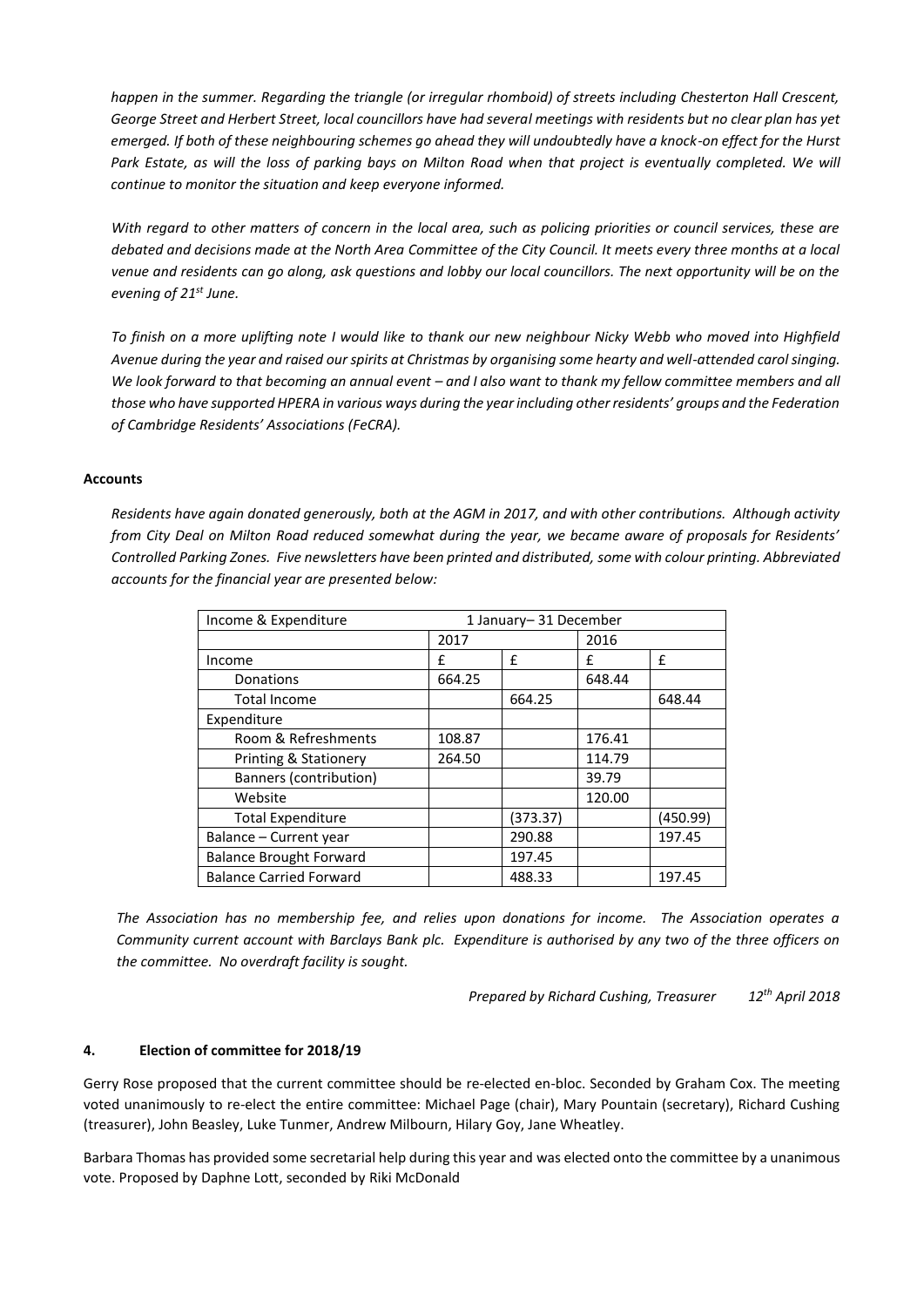*happen in the summer. Regarding the triangle (or irregular rhomboid) of streets including Chesterton Hall Crescent, George Street and Herbert Street, local councillors have had several meetings with residents but no clear plan has yet emerged. If both of these neighbouring schemes go ahead they will undoubtedly have a knock-on effect for the Hurst Park Estate, as will the loss of parking bays on Milton Road when that project is eventually completed. We will continue to monitor the situation and keep everyone informed.*

*With regard to other matters of concern in the local area, such as policing priorities or council services, these are debated and decisions made at the North Area Committee of the City Council. It meets every three months at a local venue and residents can go along, ask questions and lobby our local councillors. The next opportunity will be on the evening of 21st June.*

*To finish on a more uplifting note I would like to thank our new neighbour Nicky Webb who moved into Highfield Avenue during the year and raised our spirits at Christmas by organising some hearty and well-attended carol singing. We look forward to that becoming an annual event – and I also want to thank my fellow committee members and all those who have supported HPERA in various ways during the year including other residents' groups and the Federation of Cambridge Residents' Associations (FeCRA).*

**Accounts**

*Residents have again donated generously, both at the AGM in 2017, and with other contributions. Although activity from City Deal on Milton Road reduced somewhat during the year, we became aware of proposals for Residents' Controlled Parking Zones. Five newsletters have been printed and distributed, some with colour printing. Abbreviated accounts for the financial year are presented below:*

| Income & Expenditure | 1 January– 31 December | | | |
|---|---|---|---|---|
| | 2017 | | 2016 | |
| Income | £ | £ | £ | £ |
| Donations | 664.25 | | 648.44 | |
| Total Income | | 664.25 | | 648.44 |
| Expenditure | | | | |
| Room & Refreshments | 108.87 | | 176.41 | |
| Printing & Stationery | 264.50 | | 114.79 | |
| Banners (contribution) | | | 39.79 | |
| Website | | | 120.00 | |
| Total Expenditure | | (373.37) | | (450.99) |
| Balance – Current year | | 290.88 | | 197.45 |
| Balance Brought Forward | | 197.45 | | |
| Balance Carried Forward | | 488.33 | | 197.45 |

*The Association has no membership fee, and relies upon donations for income. The Association operates a Community current account with Barclays Bank plc. Expenditure is authorised by any two of the three officers on the committee. No overdraft facility is sought.*

*Prepared by Richard Cushing, Treasurer 12th April 2018*

#### 4. Election of committee for 2018/19

Gerry Rose proposed that the current committee should be re-elected en-bloc. Seconded by Graham Cox. The meeting voted unanimously to re-elect the entire committee: Michael Page (chair), Mary Pountain (secretary), Richard Cushing (treasurer), John Beasley, Luke Tunmer, Andrew Milbourn, Hilary Goy, Jane Wheatley.

Barbara Thomas has provided some secretarial help during this year and was elected onto the committee by a unanimous vote. Proposed by Daphne Lott, seconded by Riki McDonald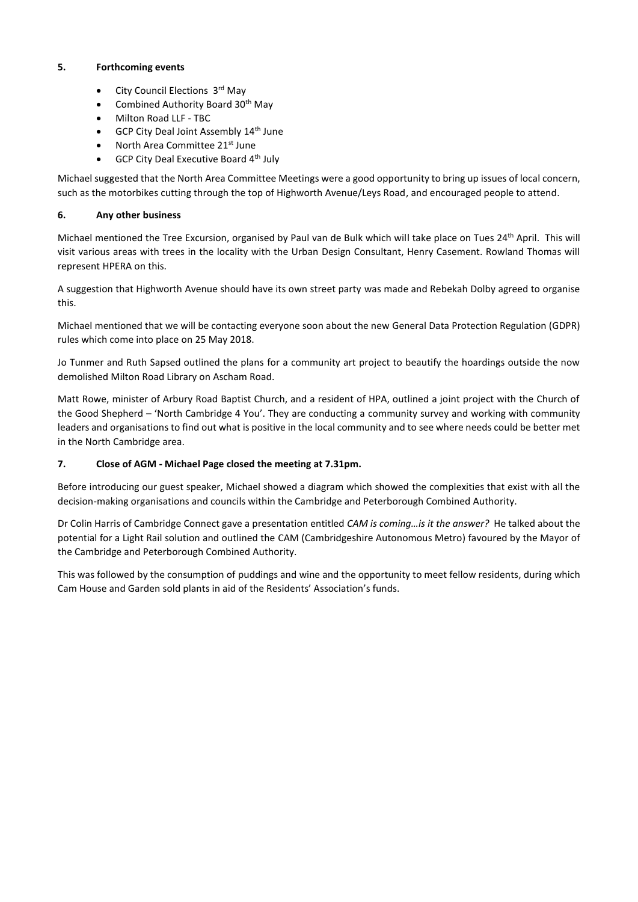### 5. Forthcoming events

- City Council Elections 3rd May
- Combined Authority Board 30th May
- Milton Road LLF - TBC
- GCP City Deal Joint Assembly 14th June
- North Area Committee 21st June
- GCP City Deal Executive Board 4th July

Michael suggested that the North Area Committee Meetings were a good opportunity to bring up issues of local concern, such as the motorbikes cutting through the top of Highworth Avenue/Leys Road, and encouraged people to attend.

### 6. Any other business

Michael mentioned the Tree Excursion, organised by Paul van de Bulk which will take place on Tues 24th April. This will visit various areas with trees in the locality with the Urban Design Consultant, Henry Casement. Rowland Thomas will represent HPERA on this.

A suggestion that Highworth Avenue should have its own street party was made and Rebekah Dolby agreed to organise this.

Michael mentioned that we will be contacting everyone soon about the new General Data Protection Regulation (GDPR) rules which come into place on 25 May 2018.

Jo Tunmer and Ruth Sapsed outlined the plans for a community art project to beautify the hoardings outside the now demolished Milton Road Library on Ascham Road.

Matt Rowe, minister of Arbury Road Baptist Church, and a resident of HPA, outlined a joint project with the Church of the Good Shepherd – 'North Cambridge 4 You'. They are conducting a community survey and working with community leaders and organisations to find out what is positive in the local community and to see where needs could be better met in the North Cambridge area.

### 7. Close of AGM - Michael Page closed the meeting at 7.31pm.

Before introducing our guest speaker, Michael showed a diagram which showed the complexities that exist with all the decision-making organisations and councils within the Cambridge and Peterborough Combined Authority.

Dr Colin Harris of Cambridge Connect gave a presentation entitled *CAM is coming…is it the answer?* He talked about the potential for a Light Rail solution and outlined the CAM (Cambridgeshire Autonomous Metro) favoured by the Mayor of the Cambridge and Peterborough Combined Authority.

This was followed by the consumption of puddings and wine and the opportunity to meet fellow residents, during which Cam House and Garden sold plants in aid of the Residents' Association's funds.